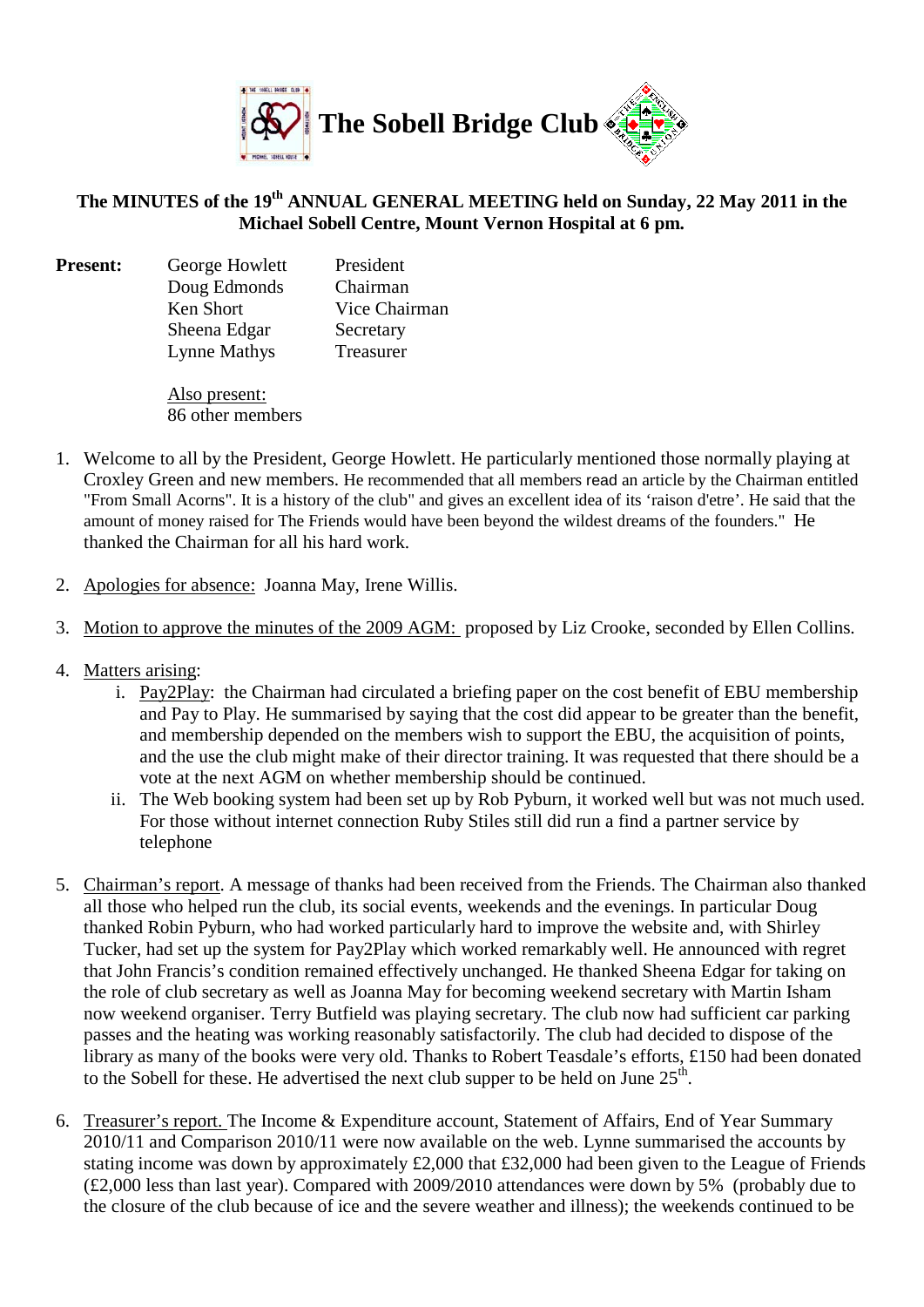# The Sobell Bridge Club

**The MINUTES of the 19th ANNUAL GENERAL MEETING held on Sunday, 22 May 2011 in the Michael Sobell Centre, Mount Vernon Hospital at 6 pm.**

**Present:**

| | |
|---|---|
| George Howlett | President |
| Doug Edmonds | Chairman |
| Ken Short | Vice Chairman |
| Sheena Edgar | Secretary |
| Lynne Mathys | Treasurer |

Also present:
86 other members

1. Welcome to all by the President, George Howlett. He particularly mentioned those normally playing at Croxley Green and new members. He recommended that all members read an article by the Chairman entitled "From Small Acorns". It is a history of the club" and gives an excellent idea of its 'raison d'etre'. He said that the amount of money raised for The Friends would have been beyond the wildest dreams of the founders." He thanked the Chairman for all his hard work.

2. Apologies for absence: Joanna May, Irene Willis.

3. Motion to approve the minutes of the 2009 AGM: proposed by Liz Crooke, seconded by Ellen Collins.

4. Matters arising:
   i. Pay2Play: the Chairman had circulated a briefing paper on the cost benefit of EBU membership and Pay to Play. He summarised by saying that the cost did appear to be greater than the benefit, and membership depended on the members wish to support the EBU, the acquisition of points, and the use the club might make of their director training. It was requested that there should be a vote at the next AGM on whether membership should be continued.
   ii. The Web booking system had been set up by Rob Pyburn, it worked well but was not much used. For those without internet connection Ruby Stiles still did run a find a partner service by telephone

5. Chairman's report. A message of thanks had been received from the Friends. The Chairman also thanked all those who helped run the club, its social events, weekends and the evenings. In particular Doug thanked Robin Pyburn, who had worked particularly hard to improve the website and, with Shirley Tucker, had set up the system for Pay2Play which worked remarkably well. He announced with regret that John Francis's condition remained effectively unchanged. He thanked Sheena Edgar for taking on the role of club secretary as well as Joanna May for becoming weekend secretary with Martin Isham now weekend organiser. Terry Butfield was playing secretary. The club now had sufficient car parking passes and the heating was working reasonably satisfactorily. The club had decided to dispose of the library as many of the books were very old. Thanks to Robert Teasdale's efforts, £150 had been donated to the Sobell for these. He advertised the next club supper to be held on June 25th.

6. Treasurer's report. The Income & Expenditure account, Statement of Affairs, End of Year Summary 2010/11 and Comparison 2010/11 were now available on the web. Lynne summarised the accounts by stating income was down by approximately £2,000 that £32,000 had been given to the League of Friends (£2,000 less than last year). Compared with 2009/2010 attendances were down by 5% (probably due to the closure of the club because of ice and the severe weather and illness); the weekends continued to be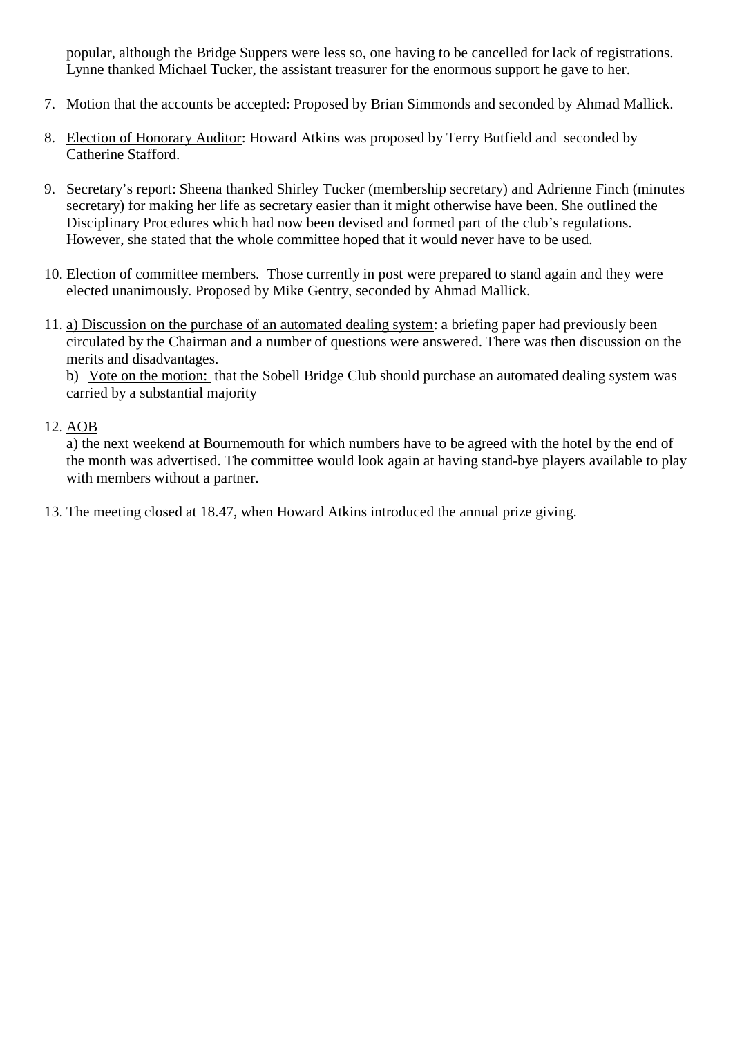popular, although the Bridge Suppers were less so, one having to be cancelled for lack of registrations. Lynne thanked Michael Tucker, the assistant treasurer for the enormous support he gave to her.

7. Motion that the accounts be accepted: Proposed by Brian Simmonds and seconded by Ahmad Mallick.

8. Election of Honorary Auditor: Howard Atkins was proposed by Terry Butfield and seconded by Catherine Stafford.

9. Secretary's report: Sheena thanked Shirley Tucker (membership secretary) and Adrienne Finch (minutes secretary) for making her life as secretary easier than it might otherwise have been. She outlined the Disciplinary Procedures which had now been devised and formed part of the club's regulations. However, she stated that the whole committee hoped that it would never have to be used.

10. Election of committee members. Those currently in post were prepared to stand again and they were elected unanimously. Proposed by Mike Gentry, seconded by Ahmad Mallick.

11. a) Discussion on the purchase of an automated dealing system: a briefing paper had previously been circulated by the Chairman and a number of questions were answered. There was then discussion on the merits and disadvantages.
    b) Vote on the motion: that the Sobell Bridge Club should purchase an automated dealing system was carried by a substantial majority

12. AOB
    a) the next weekend at Bournemouth for which numbers have to be agreed with the hotel by the end of the month was advertised. The committee would look again at having stand-bye players available to play with members without a partner.

13. The meeting closed at 18.47, when Howard Atkins introduced the annual prize giving.